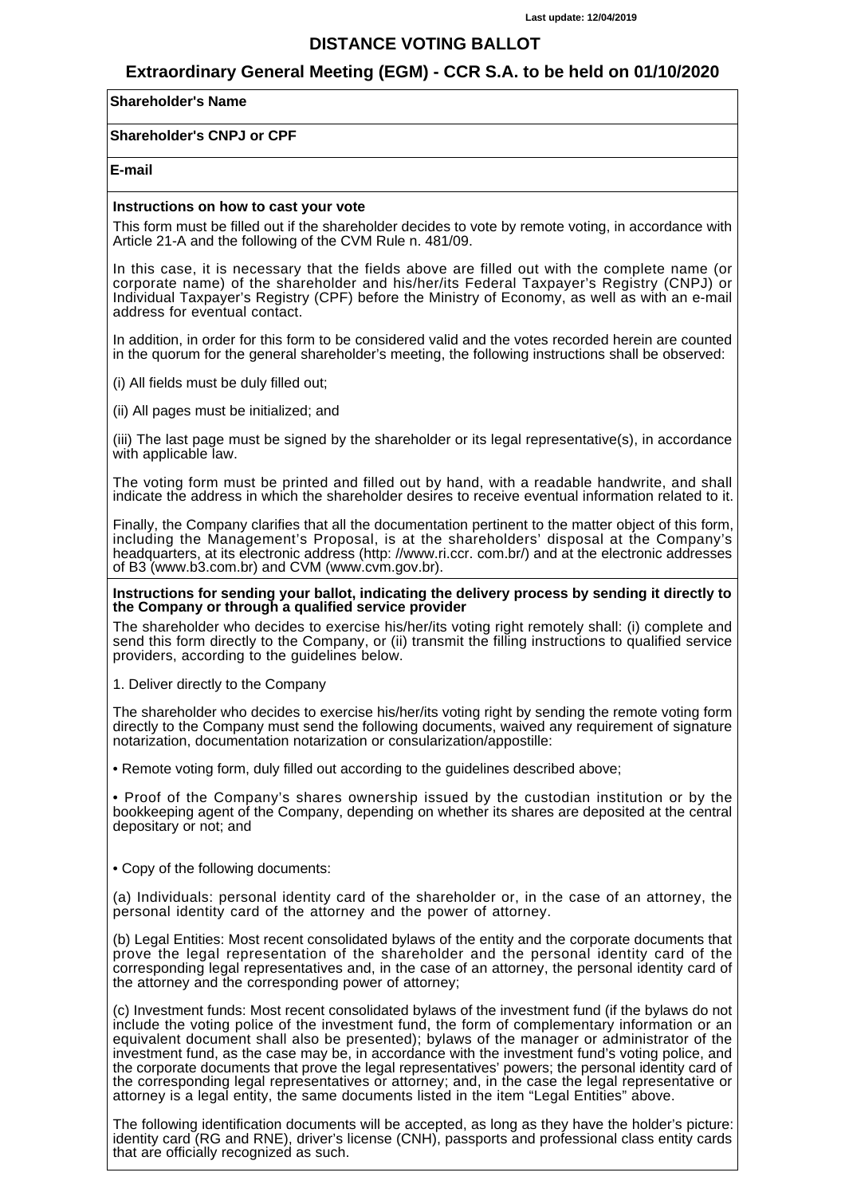Last update: 12/04/2019

# DISTANCE VOTING BALLOT

## Extraordinary General Meeting (EGM) - CCR S.A. to be held on 01/10/2020

**Shareholder's Name**

**Shareholder's CNPJ or CPF**

**E-mail**

**Instructions on how to cast your vote**

This form must be filled out if the shareholder decides to vote by remote voting, in accordance with Article 21-A and the following of the CVM Rule n. 481/09.

In this case, it is necessary that the fields above are filled out with the complete name (or corporate name) of the shareholder and his/her/its Federal Taxpayer's Registry (CNPJ) or Individual Taxpayer's Registry (CPF) before the Ministry of Economy, as well as with an e-mail address for eventual contact.

In addition, in order for this form to be considered valid and the votes recorded herein are counted in the quorum for the general shareholder's meeting, the following instructions shall be observed:

(i) All fields must be duly filled out;

(ii) All pages must be initialized; and

(iii) The last page must be signed by the shareholder or its legal representative(s), in accordance with applicable law.

The voting form must be printed and filled out by hand, with a readable handwrite, and shall indicate the address in which the shareholder desires to receive eventual information related to it.

Finally, the Company clarifies that all the documentation pertinent to the matter object of this form, including the Management's Proposal, is at the shareholders' disposal at the Company's headquarters, at its electronic address (http: //www.ri.ccr. com.br/) and at the electronic addresses of B3 (www.b3.com.br) and CVM (www.cvm.gov.br).

**Instructions for sending your ballot, indicating the delivery process by sending it directly to the Company or through a qualified service provider**

The shareholder who decides to exercise his/her/its voting right remotely shall: (i) complete and send this form directly to the Company, or (ii) transmit the filling instructions to qualified service providers, according to the guidelines below.

1. Deliver directly to the Company

The shareholder who decides to exercise his/her/its voting right by sending the remote voting form directly to the Company must send the following documents, waived any requirement of signature notarization, documentation notarization or consularization/appostille:

• Remote voting form, duly filled out according to the guidelines described above;

• Proof of the Company's shares ownership issued by the custodian institution or by the bookkeeping agent of the Company, depending on whether its shares are deposited at the central depositary or not; and

• Copy of the following documents:

(a) Individuals: personal identity card of the shareholder or, in the case of an attorney, the personal identity card of the attorney and the power of attorney.

(b) Legal Entities: Most recent consolidated bylaws of the entity and the corporate documents that prove the legal representation of the shareholder and the personal identity card of the corresponding legal representatives and, in the case of an attorney, the personal identity card of the attorney and the corresponding power of attorney;

(c) Investment funds: Most recent consolidated bylaws of the investment fund (if the bylaws do not include the voting police of the investment fund, the form of complementary information or an equivalent document shall also be presented); bylaws of the manager or administrator of the investment fund, as the case may be, in accordance with the investment fund's voting police, and the corporate documents that prove the legal representatives' powers; the personal identity card of the corresponding legal representatives or attorney; and, in the case the legal representative or attorney is a legal entity, the same documents listed in the item "Legal Entities" above.

The following identification documents will be accepted, as long as they have the holder's picture: identity card (RG and RNE), driver's license (CNH), passports and professional class entity cards that are officially recognized as such.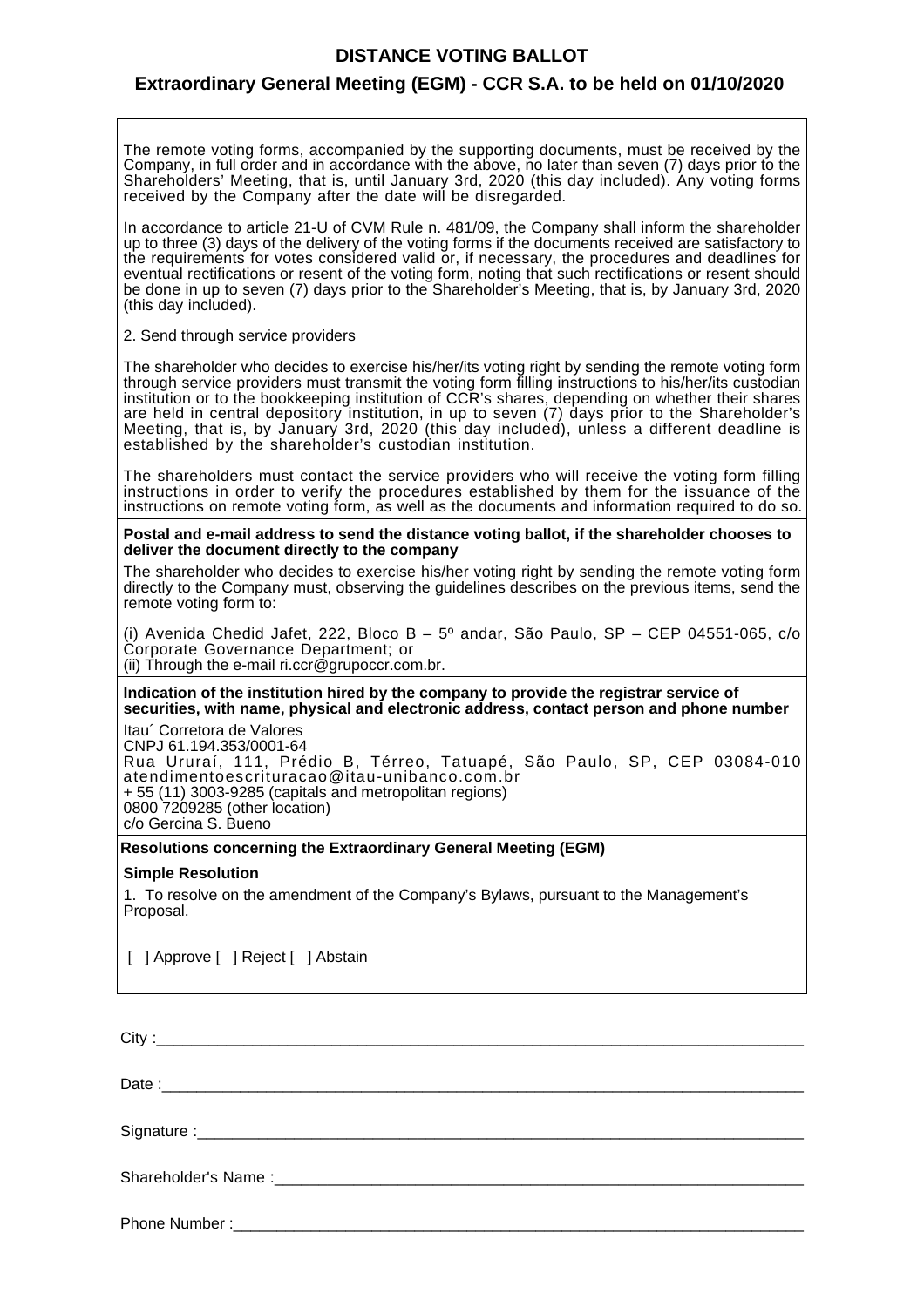# DISTANCE VOTING BALLOT

## Extraordinary General Meeting (EGM) - CCR S.A. to be held on 01/10/2020

The remote voting forms, accompanied by the supporting documents, must be received by the Company, in full order and in accordance with the above, no later than seven (7) days prior to the Shareholders' Meeting, that is, until January 3rd, 2020 (this day included). Any voting forms received by the Company after the date will be disregarded.

In accordance to article 21-U of CVM Rule n. 481/09, the Company shall inform the shareholder up to three (3) days of the delivery of the voting forms if the documents received are satisfactory to the requirements for votes considered valid or, if necessary, the procedures and deadlines for eventual rectifications or resent of the voting form, noting that such rectifications or resent should be done in up to seven (7) days prior to the Shareholder's Meeting, that is, by January 3rd, 2020 (this day included).

2. Send through service providers

The shareholder who decides to exercise his/her/its voting right by sending the remote voting form through service providers must transmit the voting form filling instructions to his/her/its custodian institution or to the bookkeeping institution of CCR's shares, depending on whether their shares are held in central depository institution, in up to seven (7) days prior to the Shareholder's Meeting, that is, by January 3rd, 2020 (this day included), unless a different deadline is established by the shareholder's custodian institution.

The shareholders must contact the service providers who will receive the voting form filling instructions in order to verify the procedures established by them for the issuance of the instructions on remote voting form, as well as the documents and information required to do so.

**Postal and e-mail address to send the distance voting ballot, if the shareholder chooses to deliver the document directly to the company**

The shareholder who decides to exercise his/her voting right by sending the remote voting form directly to the Company must, observing the guidelines describes on the previous items, send the remote voting form to:

(i) Avenida Chedid Jafet, 222, Bloco B – 5º andar, São Paulo, SP – CEP 04551-065, c/o Corporate Governance Department; or
(ii) Through the e-mail ri.ccr@grupoccr.com.br.

**Indication of the institution hired by the company to provide the registrar service of securities, with name, physical and electronic address, contact person and phone number**

Itau´ Corretora de Valores
CNPJ 61.194.353/0001-64
Rua Ururaí, 111, Prédio B, Térreo, Tatuapé, São Paulo, SP, CEP 03084-010
atendimentoescrituracao@itau-unibanco.com.br
+ 55 (11) 3003-9285 (capitals and metropolitan regions)
0800 7209285 (other location)
c/o Gercina S. Bueno

**Resolutions concerning the Extraordinary General Meeting (EGM)**

**Simple Resolution**

1. To resolve on the amendment of the Company's Bylaws, pursuant to the Management's Proposal.

[ ] Approve [ ] Reject [ ] Abstain

City :_______________________________________________

Date :_______________________________________________

Signature :___________________________________________

Shareholder's Name :___________________________________

Phone Number :_______________________________________